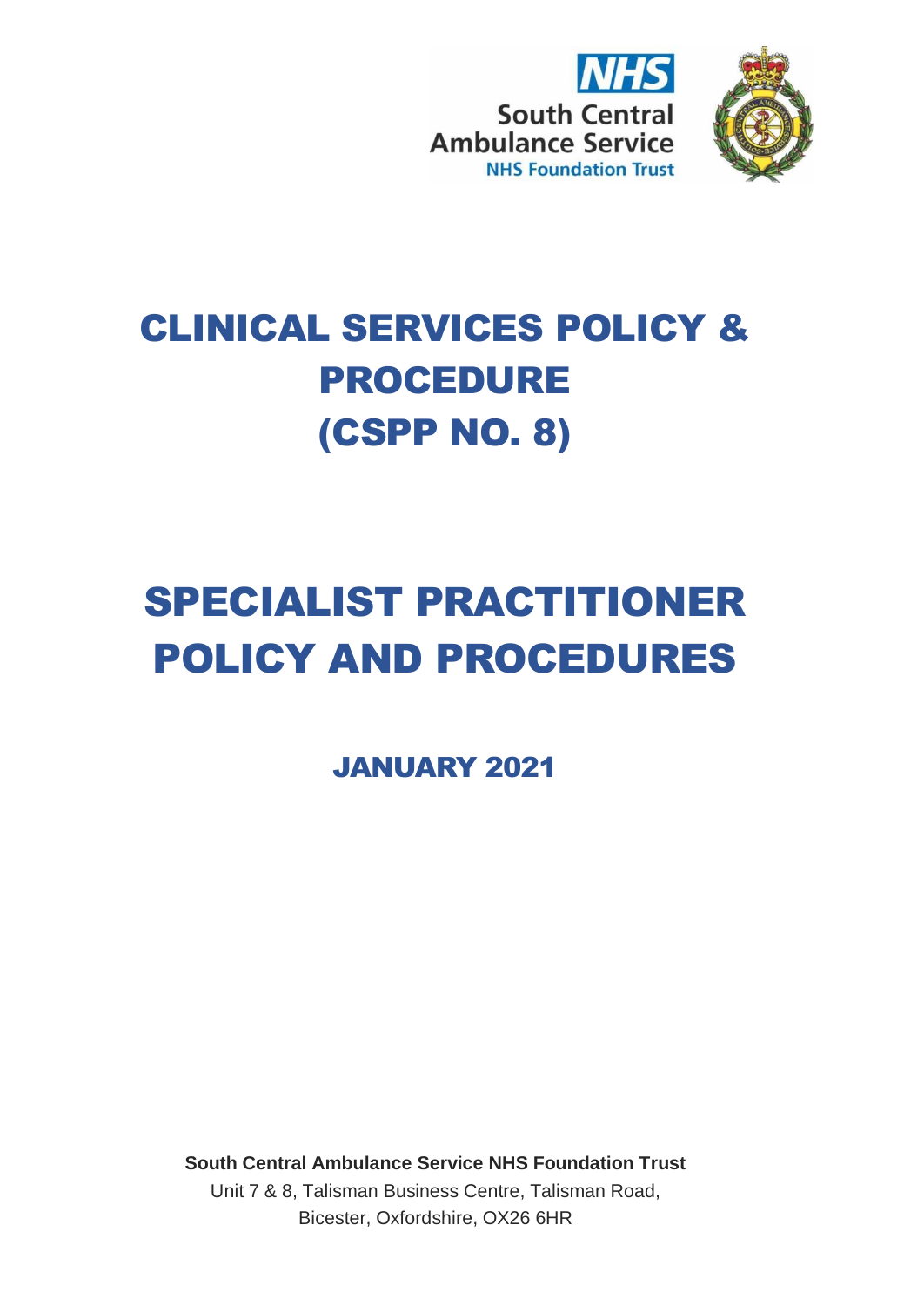NHS
South Central
Ambulance Service
NHS Foundation Trust

# CLINICAL SERVICES POLICY & PROCEDURE (CSPP NO. 8)

# SPECIALIST PRACTITIONER POLICY AND PROCEDURES

## JANUARY 2021

**South Central Ambulance Service NHS Foundation Trust**
Unit 7 & 8, Talisman Business Centre, Talisman Road,
Bicester, Oxfordshire, OX26 6HR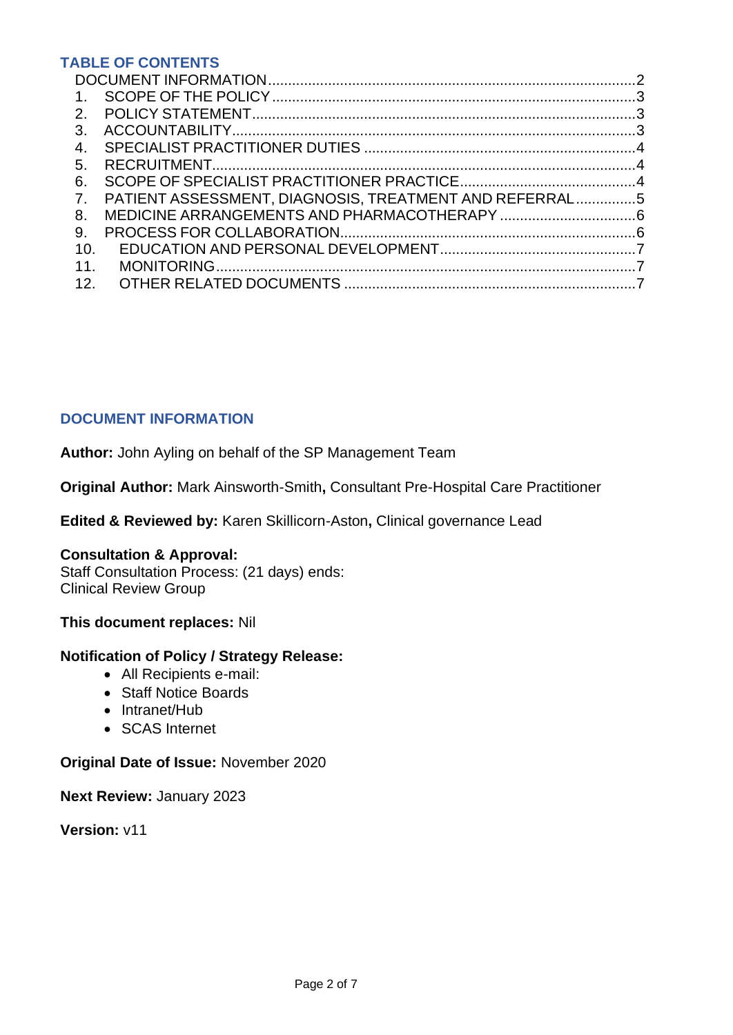## TABLE OF CONTENTS

DOCUMENT INFORMATION ........................................ 2
1. SCOPE OF THE POLICY ........................................ 3
2. POLICY STATEMENT ........................................ 3
3. ACCOUNTABILITY ........................................ 3
4. SPECIALIST PRACTITIONER DUTIES ........................................ 4
5. RECRUITMENT ........................................ 4
6. SCOPE OF SPECIALIST PRACTITIONER PRACTICE ........................................ 4
7. PATIENT ASSESSMENT, DIAGNOSIS, TREATMENT AND REFERRAL ........................................ 5
8. MEDICINE ARRANGEMENTS AND PHARMACOTHERAPY ........................................ 6
9. PROCESS FOR COLLABORATION ........................................ 6
10. EDUCATION AND PERSONAL DEVELOPMENT ........................................ 7
11. MONITORING ........................................ 7
12. OTHER RELATED DOCUMENTS ........................................ 7

## DOCUMENT INFORMATION

**Author:** John Ayling on behalf of the SP Management Team

**Original Author:** Mark Ainsworth-Smith**,** Consultant Pre-Hospital Care Practitioner

**Edited & Reviewed by:** Karen Skillicorn-Aston**,** Clinical governance Lead

**Consultation & Approval:**
Staff Consultation Process: (21 days) ends:
Clinical Review Group

**This document replaces:** Nil

**Notification of Policy / Strategy Release:**

- All Recipients e-mail:
- Staff Notice Boards
- Intranet/Hub
- SCAS Internet

**Original Date of Issue:** November 2020

**Next Review:** January 2023

**Version:** v11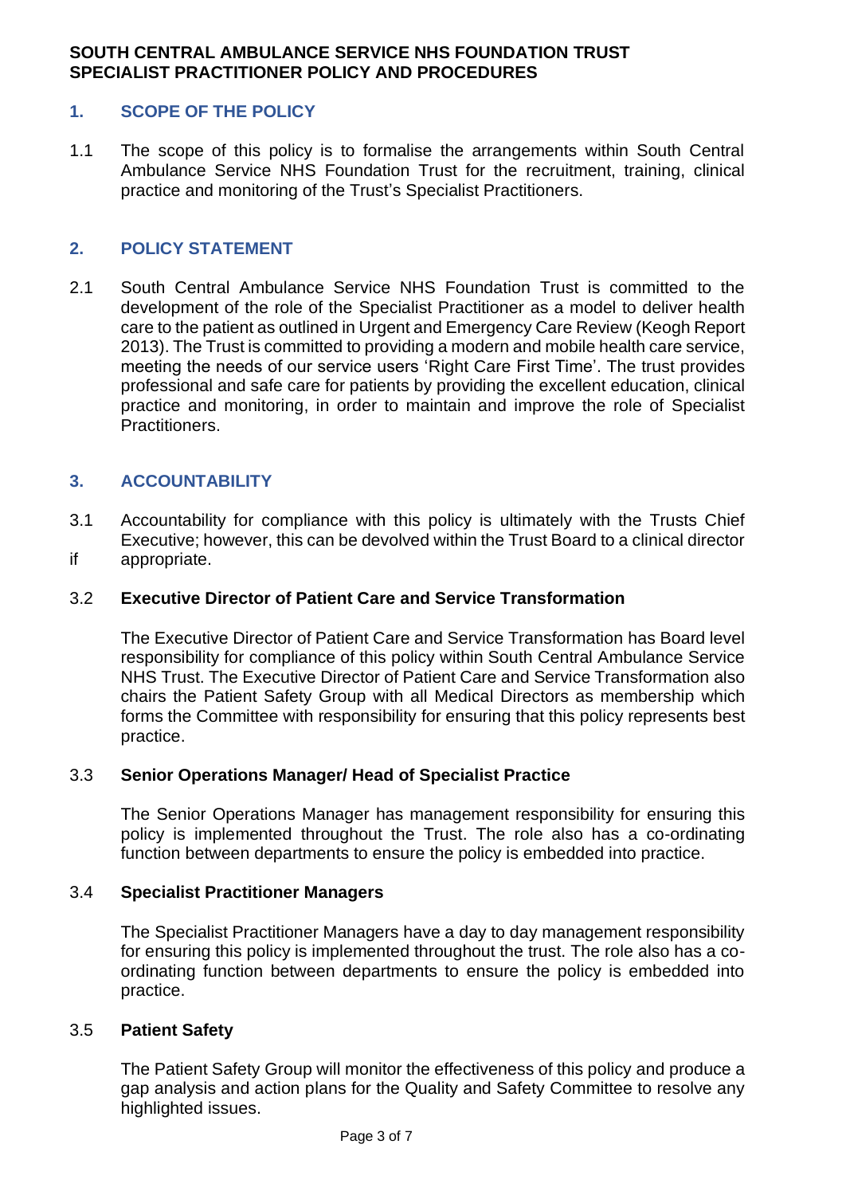**SOUTH CENTRAL AMBULANCE SERVICE NHS FOUNDATION TRUST**
**SPECIALIST PRACTITIONER POLICY AND PROCEDURES**

## 1. SCOPE OF THE POLICY

1.1 The scope of this policy is to formalise the arrangements within South Central Ambulance Service NHS Foundation Trust for the recruitment, training, clinical practice and monitoring of the Trust's Specialist Practitioners.

## 2. POLICY STATEMENT

2.1 South Central Ambulance Service NHS Foundation Trust is committed to the development of the role of the Specialist Practitioner as a model to deliver health care to the patient as outlined in Urgent and Emergency Care Review (Keogh Report 2013). The Trust is committed to providing a modern and mobile health care service, meeting the needs of our service users 'Right Care First Time'. The trust provides professional and safe care for patients by providing the excellent education, clinical practice and monitoring, in order to maintain and improve the role of Specialist Practitioners.

## 3. ACCOUNTABILITY

3.1 Accountability for compliance with this policy is ultimately with the Trusts Chief Executive; however, this can be devolved within the Trust Board to a clinical director if appropriate.

### 3.2 Executive Director of Patient Care and Service Transformation

The Executive Director of Patient Care and Service Transformation has Board level responsibility for compliance of this policy within South Central Ambulance Service NHS Trust. The Executive Director of Patient Care and Service Transformation also chairs the Patient Safety Group with all Medical Directors as membership which forms the Committee with responsibility for ensuring that this policy represents best practice.

### 3.3 Senior Operations Manager/ Head of Specialist Practice

The Senior Operations Manager has management responsibility for ensuring this policy is implemented throughout the Trust. The role also has a co-ordinating function between departments to ensure the policy is embedded into practice.

### 3.4 Specialist Practitioner Managers

The Specialist Practitioner Managers have a day to day management responsibility for ensuring this policy is implemented throughout the trust. The role also has a co-ordinating function between departments to ensure the policy is embedded into practice.

### 3.5 Patient Safety

The Patient Safety Group will monitor the effectiveness of this policy and produce a gap analysis and action plans for the Quality and Safety Committee to resolve any highlighted issues.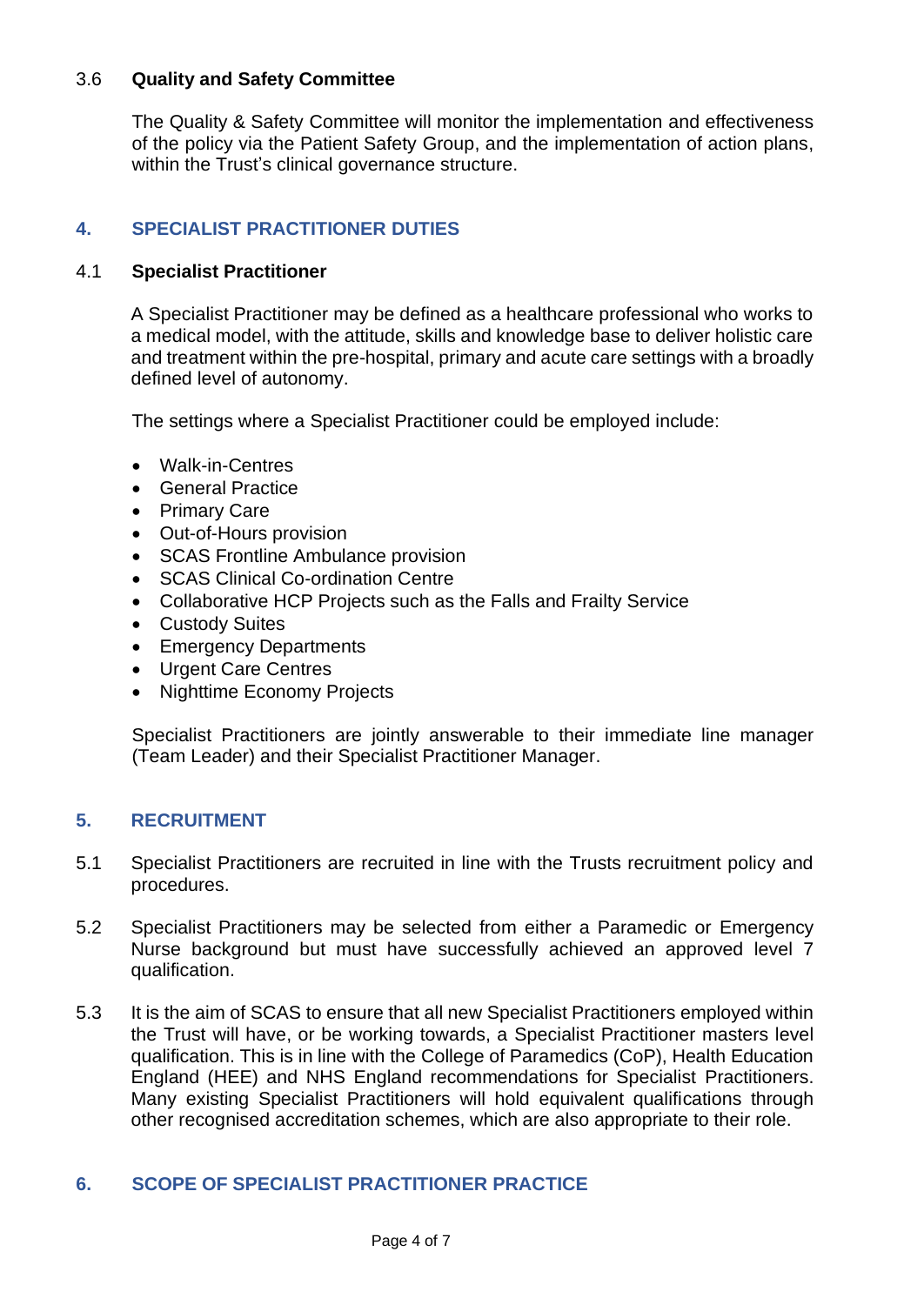### 3.6 Quality and Safety Committee

The Quality & Safety Committee will monitor the implementation and effectiveness of the policy via the Patient Safety Group, and the implementation of action plans, within the Trust's clinical governance structure.

## 4. SPECIALIST PRACTITIONER DUTIES

### 4.1 Specialist Practitioner

A Specialist Practitioner may be defined as a healthcare professional who works to a medical model, with the attitude, skills and knowledge base to deliver holistic care and treatment within the pre-hospital, primary and acute care settings with a broadly defined level of autonomy.

The settings where a Specialist Practitioner could be employed include:

- Walk-in-Centres
- General Practice
- Primary Care
- Out-of-Hours provision
- SCAS Frontline Ambulance provision
- SCAS Clinical Co-ordination Centre
- Collaborative HCP Projects such as the Falls and Frailty Service
- Custody Suites
- Emergency Departments
- Urgent Care Centres
- Nighttime Economy Projects

Specialist Practitioners are jointly answerable to their immediate line manager (Team Leader) and their Specialist Practitioner Manager.

## 5. RECRUITMENT

5.1 Specialist Practitioners are recruited in line with the Trusts recruitment policy and procedures.

5.2 Specialist Practitioners may be selected from either a Paramedic or Emergency Nurse background but must have successfully achieved an approved level 7 qualification.

5.3 It is the aim of SCAS to ensure that all new Specialist Practitioners employed within the Trust will have, or be working towards, a Specialist Practitioner masters level qualification. This is in line with the College of Paramedics (CoP), Health Education England (HEE) and NHS England recommendations for Specialist Practitioners. Many existing Specialist Practitioners will hold equivalent qualifications through other recognised accreditation schemes, which are also appropriate to their role.

## 6. SCOPE OF SPECIALIST PRACTITIONER PRACTICE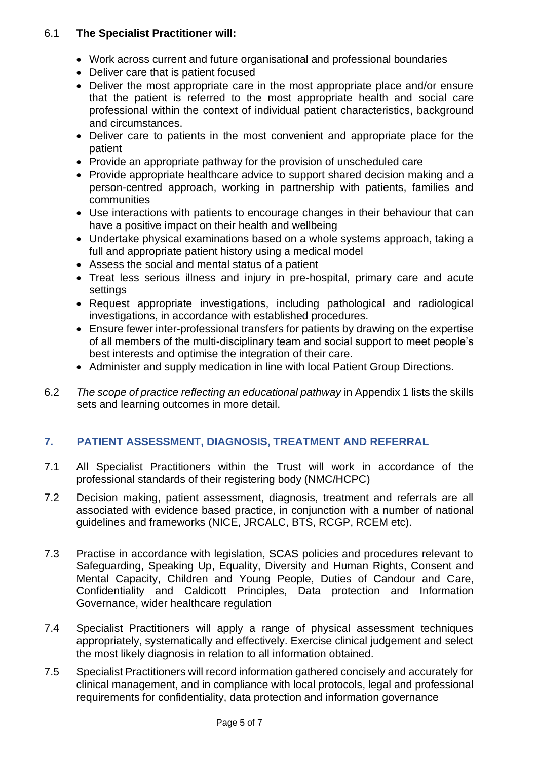6.1 **The Specialist Practitioner will:**

- Work across current and future organisational and professional boundaries
- Deliver care that is patient focused
- Deliver the most appropriate care in the most appropriate place and/or ensure that the patient is referred to the most appropriate health and social care professional within the context of individual patient characteristics, background and circumstances.
- Deliver care to patients in the most convenient and appropriate place for the patient
- Provide an appropriate pathway for the provision of unscheduled care
- Provide appropriate healthcare advice to support shared decision making and a person-centred approach, working in partnership with patients, families and communities
- Use interactions with patients to encourage changes in their behaviour that can have a positive impact on their health and wellbeing
- Undertake physical examinations based on a whole systems approach, taking a full and appropriate patient history using a medical model
- Assess the social and mental status of a patient
- Treat less serious illness and injury in pre-hospital, primary care and acute settings
- Request appropriate investigations, including pathological and radiological investigations, in accordance with established procedures.
- Ensure fewer inter-professional transfers for patients by drawing on the expertise of all members of the multi-disciplinary team and social support to meet people's best interests and optimise the integration of their care.
- Administer and supply medication in line with local Patient Group Directions.

6.2 *The scope of practice reflecting an educational pathway* in Appendix 1 lists the skills sets and learning outcomes in more detail.

## 7. PATIENT ASSESSMENT, DIAGNOSIS, TREATMENT AND REFERRAL

7.1 All Specialist Practitioners within the Trust will work in accordance of the professional standards of their registering body (NMC/HCPC)

7.2 Decision making, patient assessment, diagnosis, treatment and referrals are all associated with evidence based practice, in conjunction with a number of national guidelines and frameworks (NICE, JRCALC, BTS, RCGP, RCEM etc).

7.3 Practise in accordance with legislation, SCAS policies and procedures relevant to Safeguarding, Speaking Up, Equality, Diversity and Human Rights, Consent and Mental Capacity, Children and Young People, Duties of Candour and Care, Confidentiality and Caldicott Principles, Data protection and Information Governance, wider healthcare regulation

7.4 Specialist Practitioners will apply a range of physical assessment techniques appropriately, systematically and effectively. Exercise clinical judgement and select the most likely diagnosis in relation to all information obtained.

7.5 Specialist Practitioners will record information gathered concisely and accurately for clinical management, and in compliance with local protocols, legal and professional requirements for confidentiality, data protection and information governance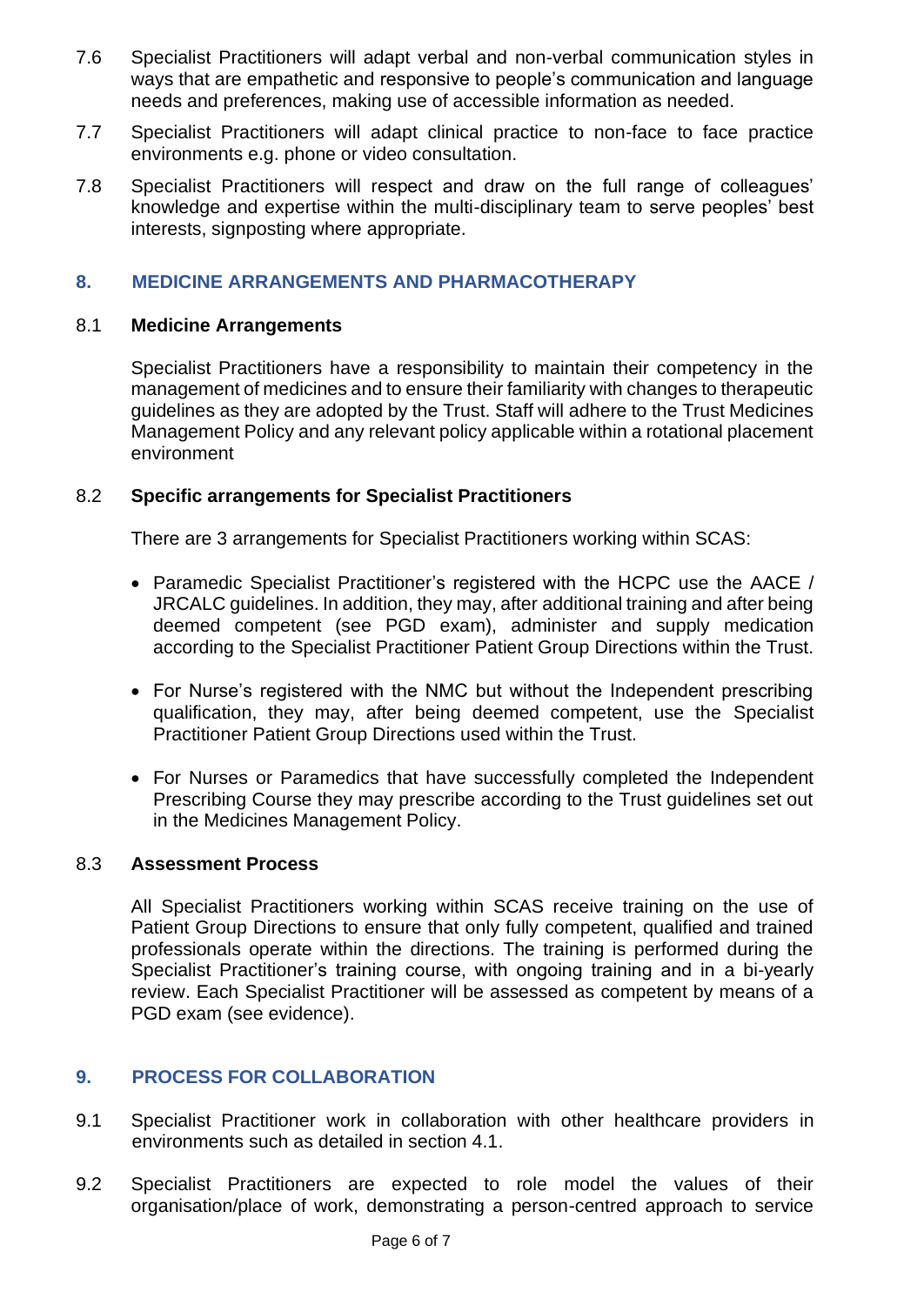7.6 Specialist Practitioners will adapt verbal and non-verbal communication styles in ways that are empathetic and responsive to people's communication and language needs and preferences, making use of accessible information as needed.

7.7 Specialist Practitioners will adapt clinical practice to non-face to face practice environments e.g. phone or video consultation.

7.8 Specialist Practitioners will respect and draw on the full range of colleagues' knowledge and expertise within the multi-disciplinary team to serve peoples' best interests, signposting where appropriate.

## 8. MEDICINE ARRANGEMENTS AND PHARMACOTHERAPY

### 8.1 Medicine Arrangements

Specialist Practitioners have a responsibility to maintain their competency in the management of medicines and to ensure their familiarity with changes to therapeutic guidelines as they are adopted by the Trust. Staff will adhere to the Trust Medicines Management Policy and any relevant policy applicable within a rotational placement environment

### 8.2 Specific arrangements for Specialist Practitioners

There are 3 arrangements for Specialist Practitioners working within SCAS:

- Paramedic Specialist Practitioner's registered with the HCPC use the AACE / JRCALC guidelines. In addition, they may, after additional training and after being deemed competent (see PGD exam), administer and supply medication according to the Specialist Practitioner Patient Group Directions within the Trust.
- For Nurse's registered with the NMC but without the Independent prescribing qualification, they may, after being deemed competent, use the Specialist Practitioner Patient Group Directions used within the Trust.
- For Nurses or Paramedics that have successfully completed the Independent Prescribing Course they may prescribe according to the Trust guidelines set out in the Medicines Management Policy.

### 8.3 Assessment Process

All Specialist Practitioners working within SCAS receive training on the use of Patient Group Directions to ensure that only fully competent, qualified and trained professionals operate within the directions. The training is performed during the Specialist Practitioner's training course, with ongoing training and in a bi-yearly review. Each Specialist Practitioner will be assessed as competent by means of a PGD exam (see evidence).

## 9. PROCESS FOR COLLABORATION

9.1 Specialist Practitioner work in collaboration with other healthcare providers in environments such as detailed in section 4.1.

9.2 Specialist Practitioners are expected to role model the values of their organisation/place of work, demonstrating a person-centred approach to service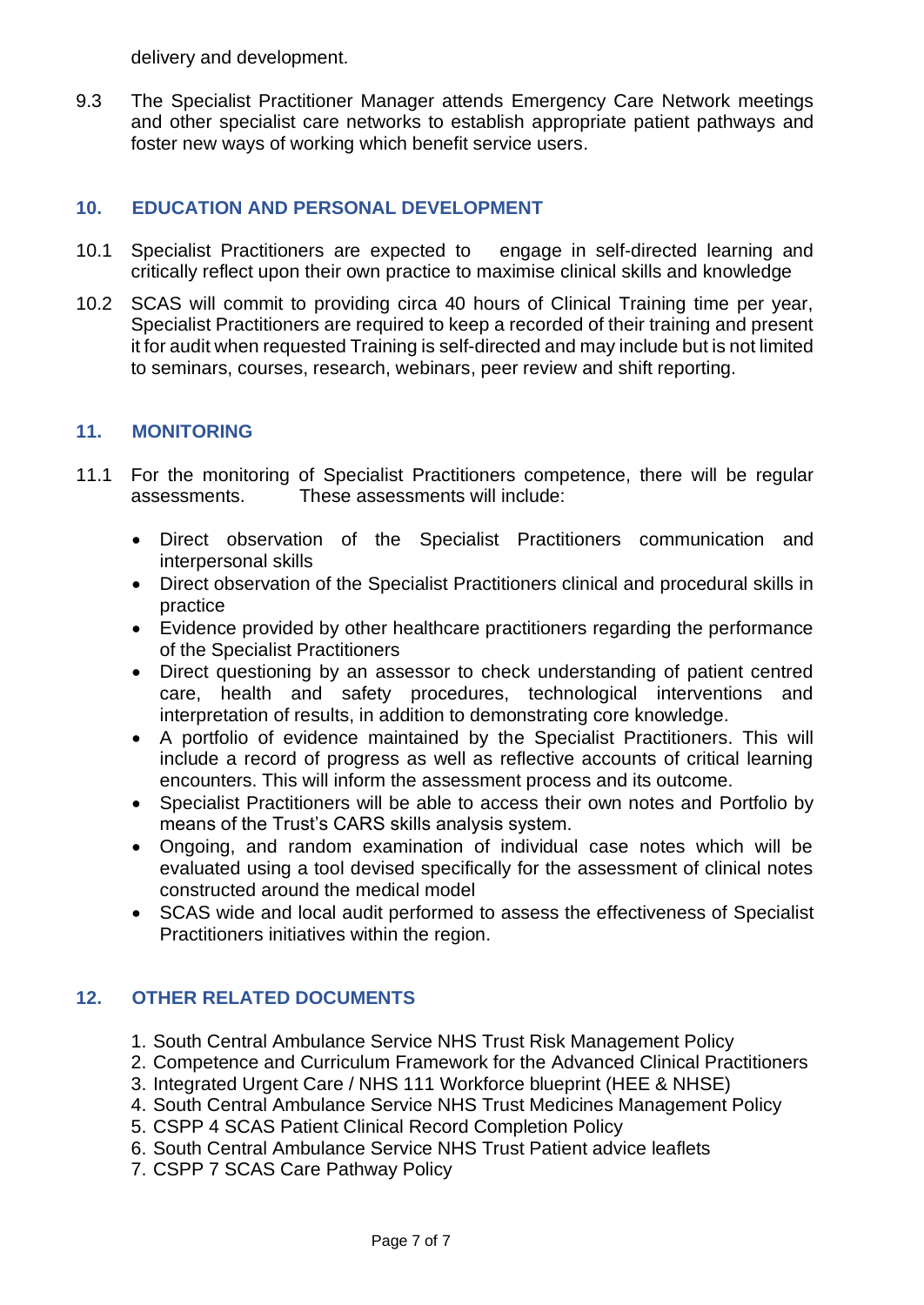delivery and development.

9.3 The Specialist Practitioner Manager attends Emergency Care Network meetings and other specialist care networks to establish appropriate patient pathways and foster new ways of working which benefit service users.

## 10. EDUCATION AND PERSONAL DEVELOPMENT

10.1 Specialist Practitioners are expected to engage in self-directed learning and critically reflect upon their own practice to maximise clinical skills and knowledge

10.2 SCAS will commit to providing circa 40 hours of Clinical Training time per year, Specialist Practitioners are required to keep a recorded of their training and present it for audit when requested Training is self-directed and may include but is not limited to seminars, courses, research, webinars, peer review and shift reporting.

## 11. MONITORING

11.1 For the monitoring of Specialist Practitioners competence, there will be regular assessments. These assessments will include:

- Direct observation of the Specialist Practitioners communication and interpersonal skills
- Direct observation of the Specialist Practitioners clinical and procedural skills in practice
- Evidence provided by other healthcare practitioners regarding the performance of the Specialist Practitioners
- Direct questioning by an assessor to check understanding of patient centred care, health and safety procedures, technological interventions and interpretation of results, in addition to demonstrating core knowledge.
- A portfolio of evidence maintained by the Specialist Practitioners. This will include a record of progress as well as reflective accounts of critical learning encounters. This will inform the assessment process and its outcome.
- Specialist Practitioners will be able to access their own notes and Portfolio by means of the Trust's CARS skills analysis system.
- Ongoing, and random examination of individual case notes which will be evaluated using a tool devised specifically for the assessment of clinical notes constructed around the medical model
- SCAS wide and local audit performed to assess the effectiveness of Specialist Practitioners initiatives within the region.

## 12. OTHER RELATED DOCUMENTS

1. South Central Ambulance Service NHS Trust Risk Management Policy
2. Competence and Curriculum Framework for the Advanced Clinical Practitioners
3. Integrated Urgent Care / NHS 111 Workforce blueprint (HEE & NHSE)
4. South Central Ambulance Service NHS Trust Medicines Management Policy
5. CSPP 4 SCAS Patient Clinical Record Completion Policy
6. South Central Ambulance Service NHS Trust Patient advice leaflets
7. CSPP 7 SCAS Care Pathway Policy